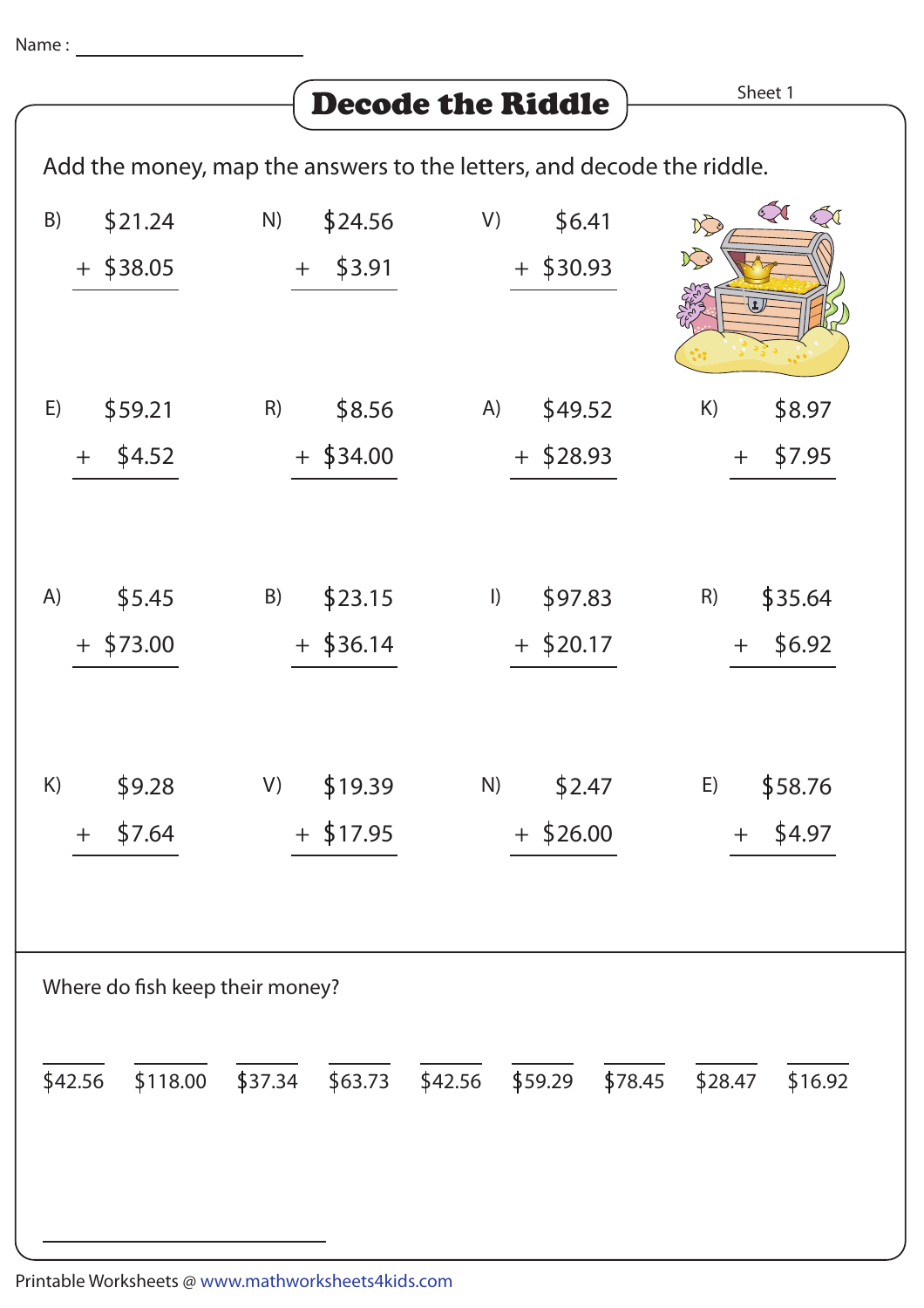Name : ____________________

# Decode the Riddle

Sheet 1

Add the money, map the answers to the letters, and decode the riddle.

| | | | |
|---|---|---|---|
| B) $21.24 + $38.05 | N) $24.56 + $3.91 | V) $6.41 + $30.93 | |
| E) $59.21 + $4.52 | R) $8.56 + $34.00 | A) $49.52 + $28.93 | K) $8.97 + $7.95 |
| A) $5.45 + $73.00 | B) $23.15 + $36.14 | I) $97.83 + $20.17 | R) $35.64 + $6.92 |
| K) $9.28 + $7.64 | V) $19.39 + $17.95 | N) $2.47 + $26.00 | E) $58.76 + $4.97 |

Where do fish keep their money?

___ $42.56 ___ $118.00 ___ $37.34 ___ $63.73 ___ $42.56 ___ $59.29 ___ $78.45 ___ $28.47 ___ $16.92

______________________________

Printable Worksheets @ www.mathworksheets4kids.com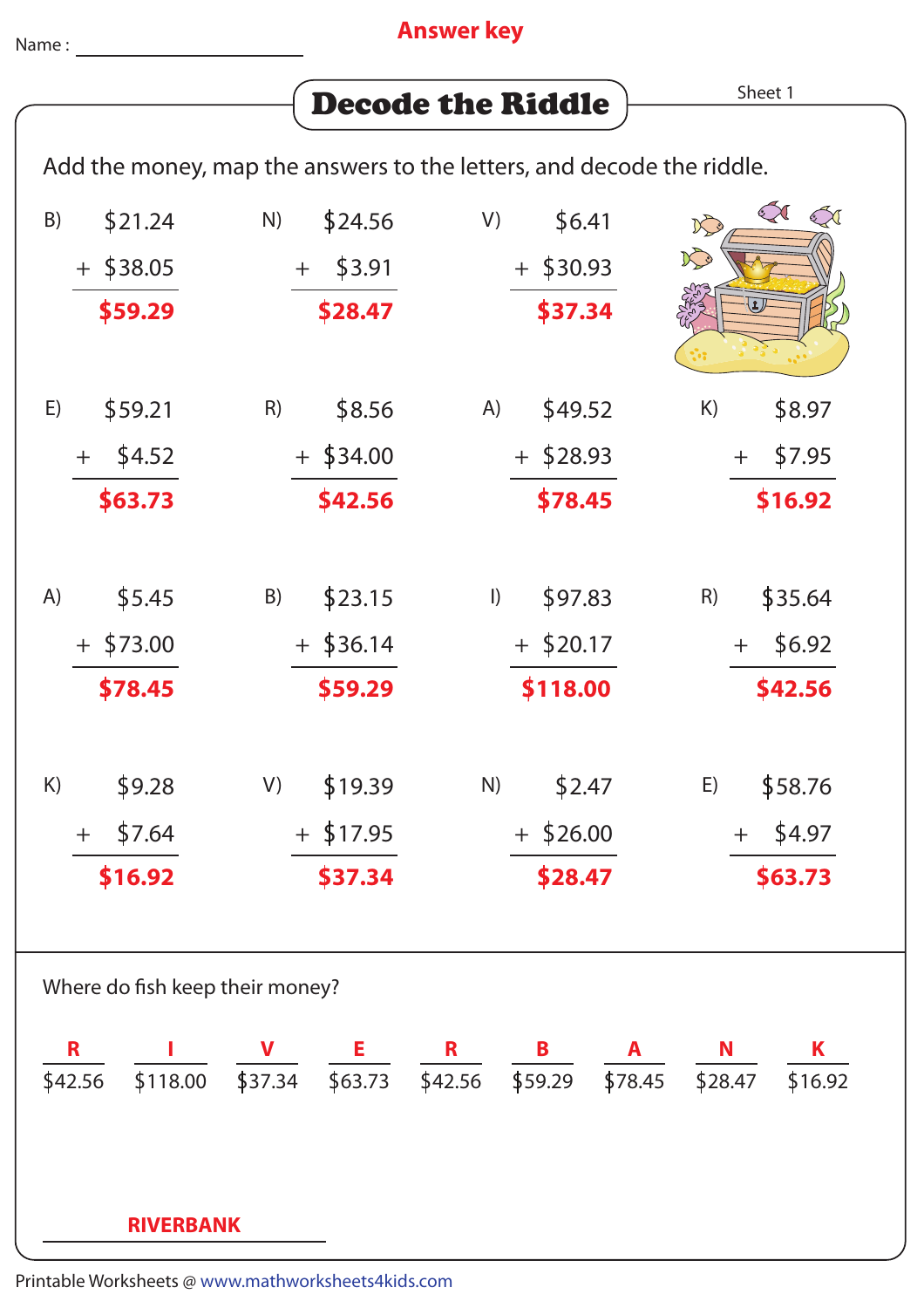Name : ____________________

**Answer key**

# Decode the Riddle

Sheet 1

Add the money, map the answers to the letters, and decode the riddle.

B) $21.24 + $38.05 = **$59.29**

N) $24.56 + $3.91 = **$28.47**

V) $6.41 + $30.93 = **$37.34**

E) $59.21 + $4.52 = **$63.73**

R) $8.56 + $34.00 = **$42.56**

A) $49.52 + $28.93 = **$78.45**

K) $8.97 + $7.95 = **$16.92**

A) $5.45 + $73.00 = **$78.45**

B) $23.15 + $36.14 = **$59.29**

I) $97.83 + $20.17 = **$118.00**

R) $35.64 + $6.92 = **$42.56**

K) $9.28 + $7.64 = **$16.92**

V) $19.39 + $17.95 = **$37.34**

N) $2.47 + $26.00 = **$28.47**

E) $58.76 + $4.97 = **$63.73**

Where do fish keep their money?

| R | I | V | E | R | B | A | N | K |
|---|---|---|---|---|---|---|---|---|
| $42.56 | $118.00 | $37.34 | $63.73 | $42.56 | $59.29 | $78.45 | $28.47 | $16.92 |

**RIVERBANK**

Printable Worksheets @ www.mathworksheets4kids.com